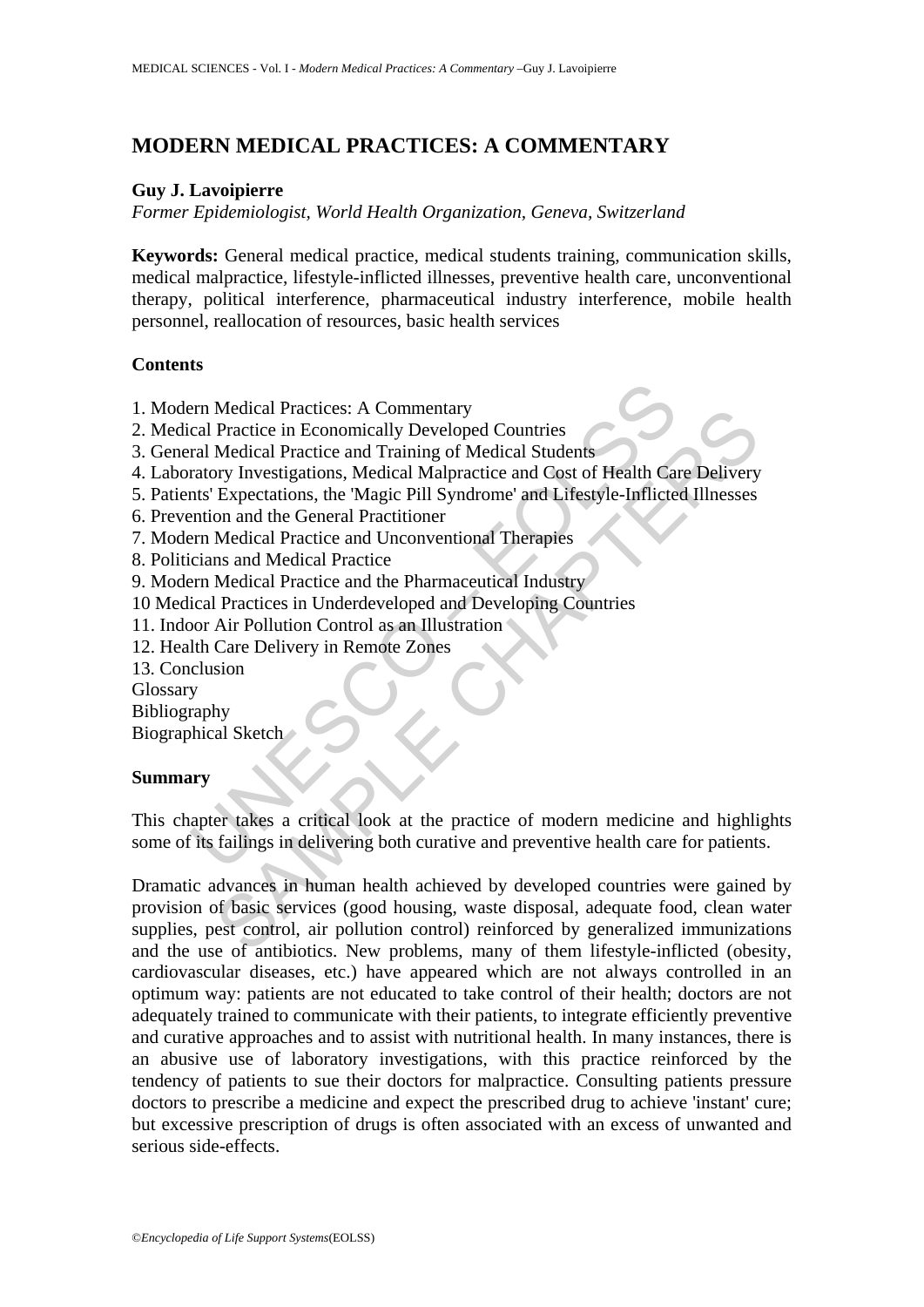# MODERN MEDICAL PRACTICES: A COMMENTARY

**Guy J. Lavoipierre**

*Former Epidemiologist, World Health Organization, Geneva, Switzerland*

**Keywords:** General medical practice, medical students training, communication skills, medical malpractice, lifestyle-inflicted illnesses, preventive health care, unconventional therapy, political interference, pharmaceutical industry interference, mobile health personnel, reallocation of resources, basic health services

## Contents

1. Modern Medical Practices: A Commentary
2. Medical Practice in Economically Developed Countries
3. General Medical Practice and Training of Medical Students
4. Laboratory Investigations, Medical Malpractice and Cost of Health Care Delivery
5. Patients' Expectations, the 'Magic Pill Syndrome' and Lifestyle-Inflicted Illnesses
6. Prevention and the General Practitioner
7. Modern Medical Practice and Unconventional Therapies
8. Politicians and Medical Practice
9. Modern Medical Practice and the Pharmaceutical Industry
10 Medical Practices in Underdeveloped and Developing Countries
11. Indoor Air Pollution Control as an Illustration
12. Health Care Delivery in Remote Zones
13. Conclusion

Glossary
Bibliography
Biographical Sketch

## Summary

This chapter takes a critical look at the practice of modern medicine and highlights some of its failings in delivering both curative and preventive health care for patients.

Dramatic advances in human health achieved by developed countries were gained by provision of basic services (good housing, waste disposal, adequate food, clean water supplies, pest control, air pollution control) reinforced by generalized immunizations and the use of antibiotics. New problems, many of them lifestyle-inflicted (obesity, cardiovascular diseases, etc.) have appeared which are not always controlled in an optimum way: patients are not educated to take control of their health; doctors are not adequately trained to communicate with their patients, to integrate efficiently preventive and curative approaches and to assist with nutritional health. In many instances, there is an abusive use of laboratory investigations, with this practice reinforced by the tendency of patients to sue their doctors for malpractice. Consulting patients pressure doctors to prescribe a medicine and expect the prescribed drug to achieve 'instant' cure; but excessive prescription of drugs is often associated with an excess of unwanted and serious side-effects.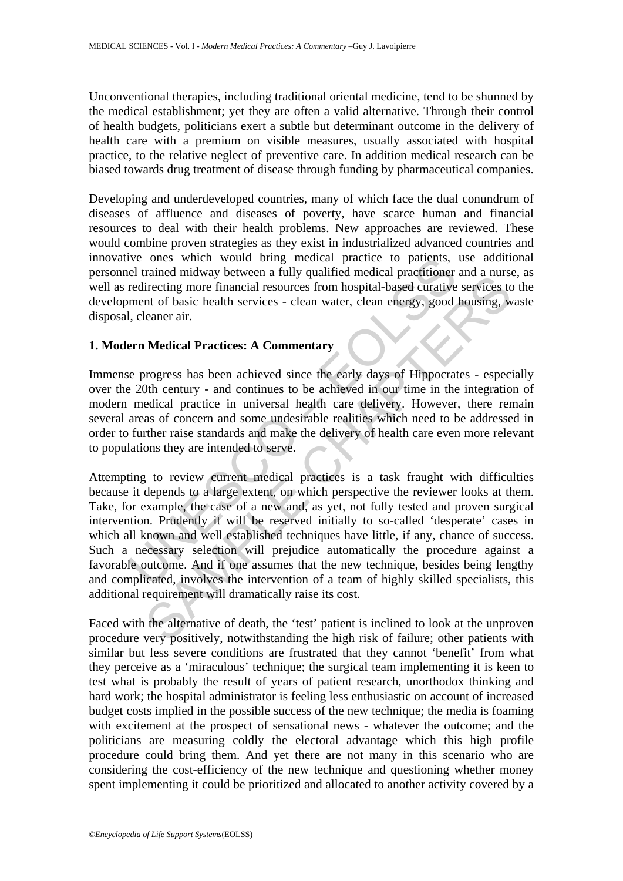Unconventional therapies, including traditional oriental medicine, tend to be shunned by the medical establishment; yet they are often a valid alternative. Through their control of health budgets, politicians exert a subtle but determinant outcome in the delivery of health care with a premium on visible measures, usually associated with hospital practice, to the relative neglect of preventive care. In addition medical research can be biased towards drug treatment of disease through funding by pharmaceutical companies.

Developing and underdeveloped countries, many of which face the dual conundrum of diseases of affluence and diseases of poverty, have scarce human and financial resources to deal with their health problems. New approaches are reviewed. These would combine proven strategies as they exist in industrialized advanced countries and innovative ones which would bring medical practice to patients, use additional personnel trained midway between a fully qualified medical practitioner and a nurse, as well as redirecting more financial resources from hospital-based curative services to the development of basic health services - clean water, clean energy, good housing, waste disposal, cleaner air.

## 1. Modern Medical Practices: A Commentary

Immense progress has been achieved since the early days of Hippocrates - especially over the 20th century - and continues to be achieved in our time in the integration of modern medical practice in universal health care delivery. However, there remain several areas of concern and some undesirable realities which need to be addressed in order to further raise standards and make the delivery of health care even more relevant to populations they are intended to serve.

Attempting to review current medical practices is a task fraught with difficulties because it depends to a large extent, on which perspective the reviewer looks at them. Take, for example, the case of a new and, as yet, not fully tested and proven surgical intervention. Prudently it will be reserved initially to so-called 'desperate' cases in which all known and well established techniques have little, if any, chance of success. Such a necessary selection will prejudice automatically the procedure against a favorable outcome. And if one assumes that the new technique, besides being lengthy and complicated, involves the intervention of a team of highly skilled specialists, this additional requirement will dramatically raise its cost.

Faced with the alternative of death, the 'test' patient is inclined to look at the unproven procedure very positively, notwithstanding the high risk of failure; other patients with similar but less severe conditions are frustrated that they cannot 'benefit' from what they perceive as a 'miraculous' technique; the surgical team implementing it is keen to test what is probably the result of years of patient research, unorthodox thinking and hard work; the hospital administrator is feeling less enthusiastic on account of increased budget costs implied in the possible success of the new technique; the media is foaming with excitement at the prospect of sensational news - whatever the outcome; and the politicians are measuring coldly the electoral advantage which this high profile procedure could bring them. And yet there are not many in this scenario who are considering the cost-efficiency of the new technique and questioning whether money spent implementing it could be prioritized and allocated to another activity covered by a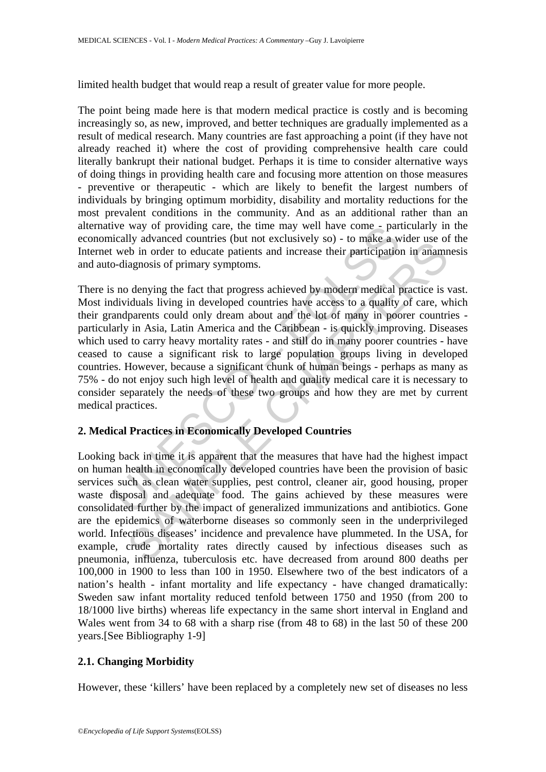limited health budget that would reap a result of greater value for more people.

The point being made here is that modern medical practice is costly and is becoming increasingly so, as new, improved, and better techniques are gradually implemented as a result of medical research. Many countries are fast approaching a point (if they have not already reached it) where the cost of providing comprehensive health care could literally bankrupt their national budget. Perhaps it is time to consider alternative ways of doing things in providing health care and focusing more attention on those measures - preventive or therapeutic - which are likely to benefit the largest numbers of individuals by bringing optimum morbidity, disability and mortality reductions for the most prevalent conditions in the community. And as an additional rather than an alternative way of providing care, the time may well have come - particularly in the economically advanced countries (but not exclusively so) - to make a wider use of the Internet web in order to educate patients and increase their participation in anamnesis and auto-diagnosis of primary symptoms.

There is no denying the fact that progress achieved by modern medical practice is vast. Most individuals living in developed countries have access to a quality of care, which their grandparents could only dream about and the lot of many in poorer countries - particularly in Asia, Latin America and the Caribbean - is quickly improving. Diseases which used to carry heavy mortality rates - and still do in many poorer countries - have ceased to cause a significant risk to large population groups living in developed countries. However, because a significant chunk of human beings - perhaps as many as 75% - do not enjoy such high level of health and quality medical care it is necessary to consider separately the needs of these two groups and how they are met by current medical practices.

## 2. Medical Practices in Economically Developed Countries

Looking back in time it is apparent that the measures that have had the highest impact on human health in economically developed countries have been the provision of basic services such as clean water supplies, pest control, cleaner air, good housing, proper waste disposal and adequate food. The gains achieved by these measures were consolidated further by the impact of generalized immunizations and antibiotics. Gone are the epidemics of waterborne diseases so commonly seen in the underprivileged world. Infectious diseases' incidence and prevalence have plummeted. In the USA, for example, crude mortality rates directly caused by infectious diseases such as pneumonia, influenza, tuberculosis etc. have decreased from around 800 deaths per 100,000 in 1900 to less than 100 in 1950. Elsewhere two of the best indicators of a nation's health - infant mortality and life expectancy - have changed dramatically: Sweden saw infant mortality reduced tenfold between 1750 and 1950 (from 200 to 18/1000 live births) whereas life expectancy in the same short interval in England and Wales went from 34 to 68 with a sharp rise (from 48 to 68) in the last 50 of these 200 years.[See Bibliography 1-9]

### 2.1. Changing Morbidity

However, these 'killers' have been replaced by a completely new set of diseases no less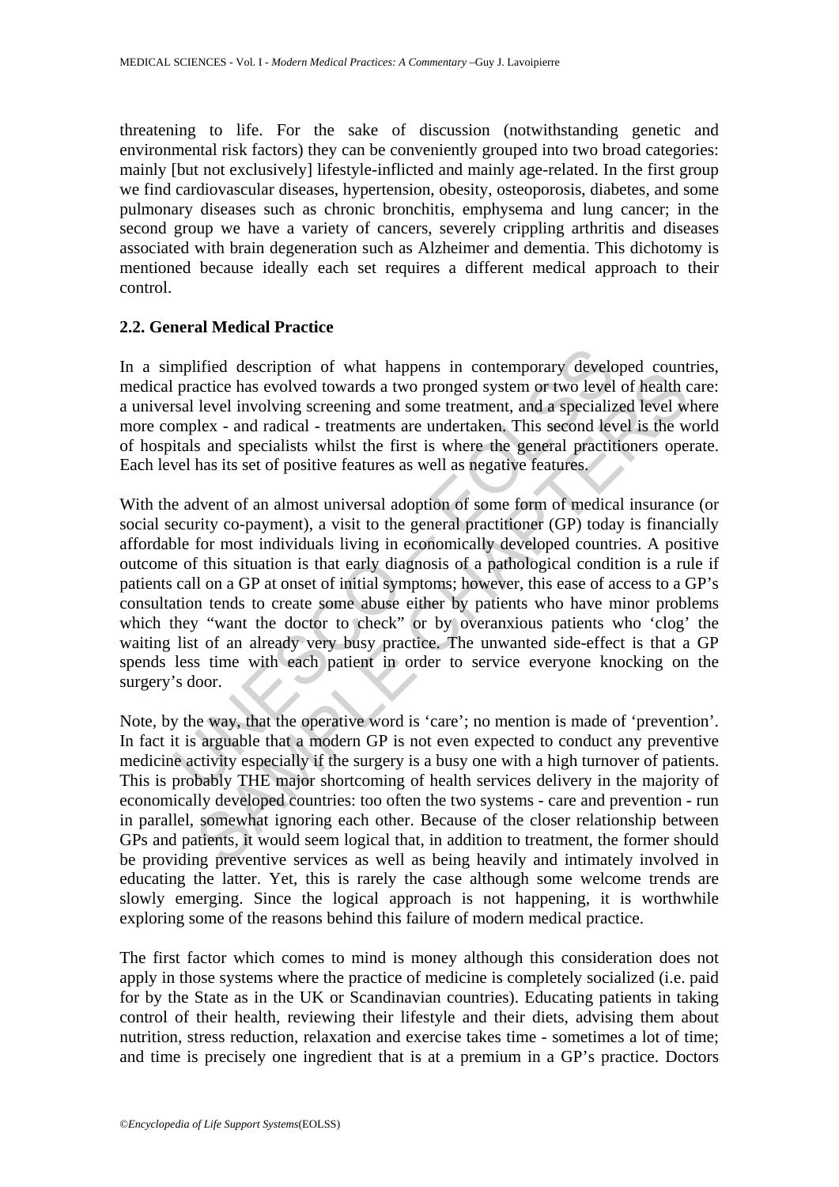threatening to life. For the sake of discussion (notwithstanding genetic and environmental risk factors) they can be conveniently grouped into two broad categories: mainly [but not exclusively] lifestyle-inflicted and mainly age-related. In the first group we find cardiovascular diseases, hypertension, obesity, osteoporosis, diabetes, and some pulmonary diseases such as chronic bronchitis, emphysema and lung cancer; in the second group we have a variety of cancers, severely crippling arthritis and diseases associated with brain degeneration such as Alzheimer and dementia. This dichotomy is mentioned because ideally each set requires a different medical approach to their control.

## 2.2. General Medical Practice

In a simplified description of what happens in contemporary developed countries, medical practice has evolved towards a two pronged system or two level of health care: a universal level involving screening and some treatment, and a specialized level where more complex - and radical - treatments are undertaken. This second level is the world of hospitals and specialists whilst the first is where the general practitioners operate. Each level has its set of positive features as well as negative features.

With the advent of an almost universal adoption of some form of medical insurance (or social security co-payment), a visit to the general practitioner (GP) today is financially affordable for most individuals living in economically developed countries. A positive outcome of this situation is that early diagnosis of a pathological condition is a rule if patients call on a GP at onset of initial symptoms; however, this ease of access to a GP's consultation tends to create some abuse either by patients who have minor problems which they "want the doctor to check" or by overanxious patients who 'clog' the waiting list of an already very busy practice. The unwanted side-effect is that a GP spends less time with each patient in order to service everyone knocking on the surgery's door.

Note, by the way, that the operative word is 'care'; no mention is made of 'prevention'. In fact it is arguable that a modern GP is not even expected to conduct any preventive medicine activity especially if the surgery is a busy one with a high turnover of patients. This is probably THE major shortcoming of health services delivery in the majority of economically developed countries: too often the two systems - care and prevention - run in parallel, somewhat ignoring each other. Because of the closer relationship between GPs and patients, it would seem logical that, in addition to treatment, the former should be providing preventive services as well as being heavily and intimately involved in educating the latter. Yet, this is rarely the case although some welcome trends are slowly emerging. Since the logical approach is not happening, it is worthwhile exploring some of the reasons behind this failure of modern medical practice.

The first factor which comes to mind is money although this consideration does not apply in those systems where the practice of medicine is completely socialized (i.e. paid for by the State as in the UK or Scandinavian countries). Educating patients in taking control of their health, reviewing their lifestyle and their diets, advising them about nutrition, stress reduction, relaxation and exercise takes time - sometimes a lot of time; and time is precisely one ingredient that is at a premium in a GP's practice. Doctors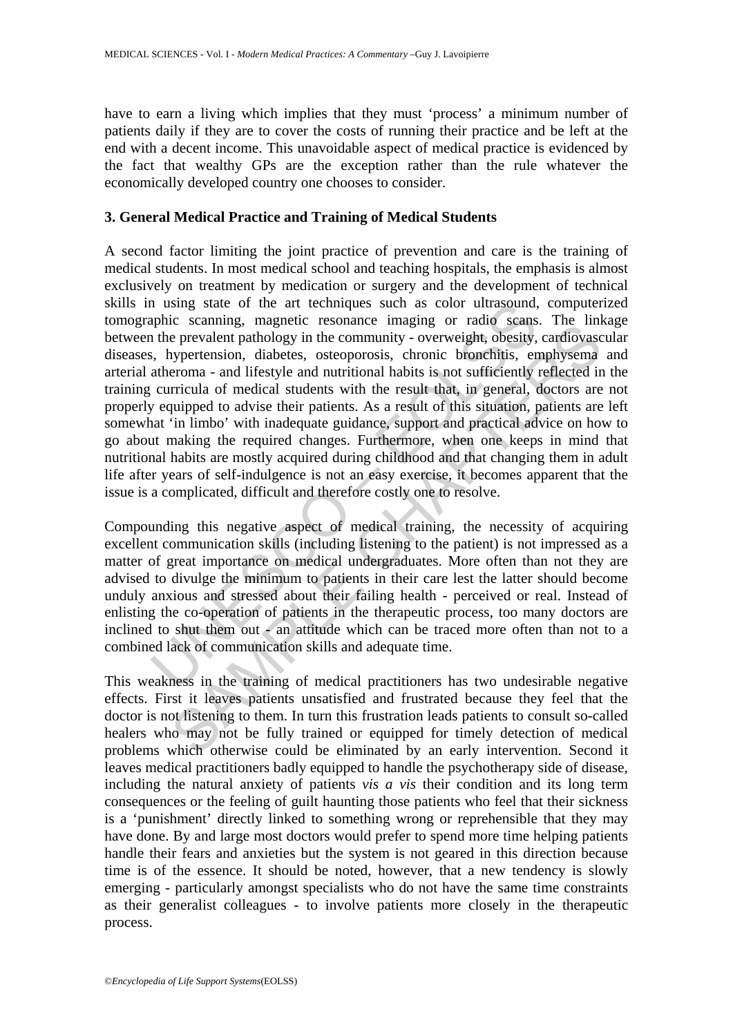have to earn a living which implies that they must 'process' a minimum number of patients daily if they are to cover the costs of running their practice and be left at the end with a decent income. This unavoidable aspect of medical practice is evidenced by the fact that wealthy GPs are the exception rather than the rule whatever the economically developed country one chooses to consider.

## 3. General Medical Practice and Training of Medical Students

A second factor limiting the joint practice of prevention and care is the training of medical students. In most medical school and teaching hospitals, the emphasis is almost exclusively on treatment by medication or surgery and the development of technical skills in using state of the art techniques such as color ultrasound, computerized tomographic scanning, magnetic resonance imaging or radio scans. The linkage between the prevalent pathology in the community - overweight, obesity, cardiovascular diseases, hypertension, diabetes, osteoporosis, chronic bronchitis, emphysema and arterial atheroma - and lifestyle and nutritional habits is not sufficiently reflected in the training curricula of medical students with the result that, in general, doctors are not properly equipped to advise their patients. As a result of this situation, patients are left somewhat 'in limbo' with inadequate guidance, support and practical advice on how to go about making the required changes. Furthermore, when one keeps in mind that nutritional habits are mostly acquired during childhood and that changing them in adult life after years of self-indulgence is not an easy exercise, it becomes apparent that the issue is a complicated, difficult and therefore costly one to resolve.

Compounding this negative aspect of medical training, the necessity of acquiring excellent communication skills (including listening to the patient) is not impressed as a matter of great importance on medical undergraduates. More often than not they are advised to divulge the minimum to patients in their care lest the latter should become unduly anxious and stressed about their failing health - perceived or real. Instead of enlisting the co-operation of patients in the therapeutic process, too many doctors are inclined to shut them out - an attitude which can be traced more often than not to a combined lack of communication skills and adequate time.

This weakness in the training of medical practitioners has two undesirable negative effects. First it leaves patients unsatisfied and frustrated because they feel that the doctor is not listening to them. In turn this frustration leads patients to consult so-called healers who may not be fully trained or equipped for timely detection of medical problems which otherwise could be eliminated by an early intervention. Second it leaves medical practitioners badly equipped to handle the psychotherapy side of disease, including the natural anxiety of patients *vis a vis* their condition and its long term consequences or the feeling of guilt haunting those patients who feel that their sickness is a 'punishment' directly linked to something wrong or reprehensible that they may have done. By and large most doctors would prefer to spend more time helping patients handle their fears and anxieties but the system is not geared in this direction because time is of the essence. It should be noted, however, that a new tendency is slowly emerging - particularly amongst specialists who do not have the same time constraints as their generalist colleagues - to involve patients more closely in the therapeutic process.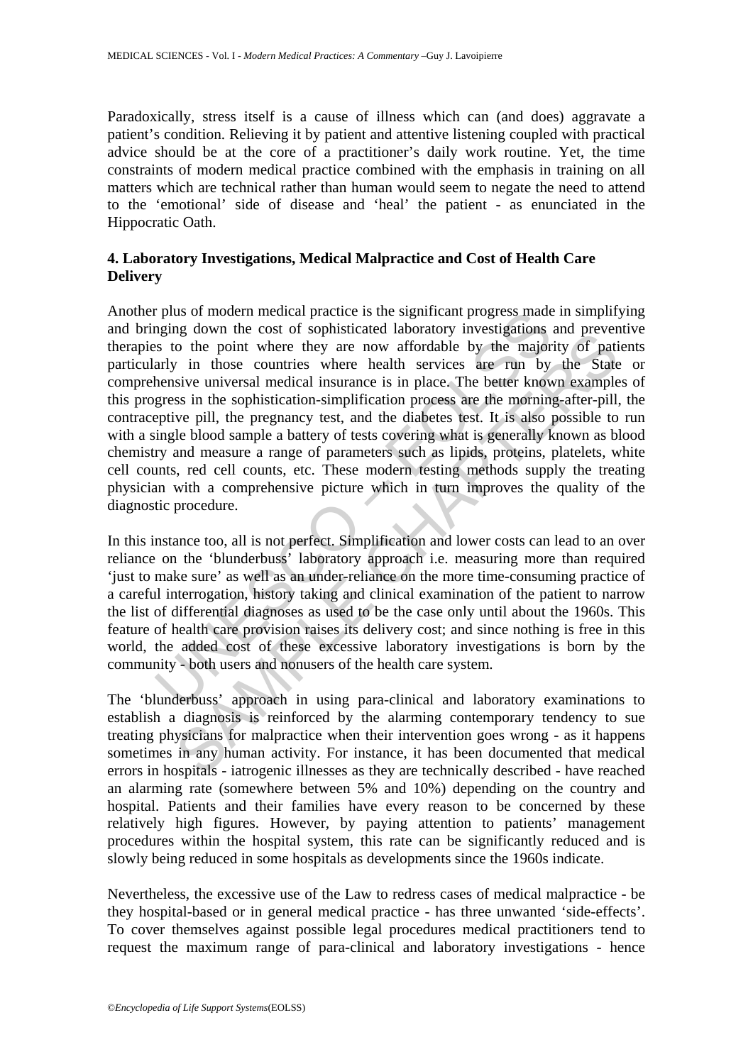Paradoxically, stress itself is a cause of illness which can (and does) aggravate a patient's condition. Relieving it by patient and attentive listening coupled with practical advice should be at the core of a practitioner's daily work routine. Yet, the time constraints of modern medical practice combined with the emphasis in training on all matters which are technical rather than human would seem to negate the need to attend to the 'emotional' side of disease and 'heal' the patient - as enunciated in the Hippocratic Oath.

## 4. Laboratory Investigations, Medical Malpractice and Cost of Health Care Delivery

Another plus of modern medical practice is the significant progress made in simplifying and bringing down the cost of sophisticated laboratory investigations and preventive therapies to the point where they are now affordable by the majority of patients particularly in those countries where health services are run by the State or comprehensive universal medical insurance is in place. The better known examples of this progress in the sophistication-simplification process are the morning-after-pill, the contraceptive pill, the pregnancy test, and the diabetes test. It is also possible to run with a single blood sample a battery of tests covering what is generally known as blood chemistry and measure a range of parameters such as lipids, proteins, platelets, white cell counts, red cell counts, etc. These modern testing methods supply the treating physician with a comprehensive picture which in turn improves the quality of the diagnostic procedure.

In this instance too, all is not perfect. Simplification and lower costs can lead to an over reliance on the 'blunderbuss' laboratory approach i.e. measuring more than required 'just to make sure' as well as an under-reliance on the more time-consuming practice of a careful interrogation, history taking and clinical examination of the patient to narrow the list of differential diagnoses as used to be the case only until about the 1960s. This feature of health care provision raises its delivery cost; and since nothing is free in this world, the added cost of these excessive laboratory investigations is born by the community - both users and nonusers of the health care system.

The 'blunderbuss' approach in using para-clinical and laboratory examinations to establish a diagnosis is reinforced by the alarming contemporary tendency to sue treating physicians for malpractice when their intervention goes wrong - as it happens sometimes in any human activity. For instance, it has been documented that medical errors in hospitals - iatrogenic illnesses as they are technically described - have reached an alarming rate (somewhere between 5% and 10%) depending on the country and hospital. Patients and their families have every reason to be concerned by these relatively high figures. However, by paying attention to patients' management procedures within the hospital system, this rate can be significantly reduced and is slowly being reduced in some hospitals as developments since the 1960s indicate.

Nevertheless, the excessive use of the Law to redress cases of medical malpractice - be they hospital-based or in general medical practice - has three unwanted 'side-effects'. To cover themselves against possible legal procedures medical practitioners tend to request the maximum range of para-clinical and laboratory investigations - hence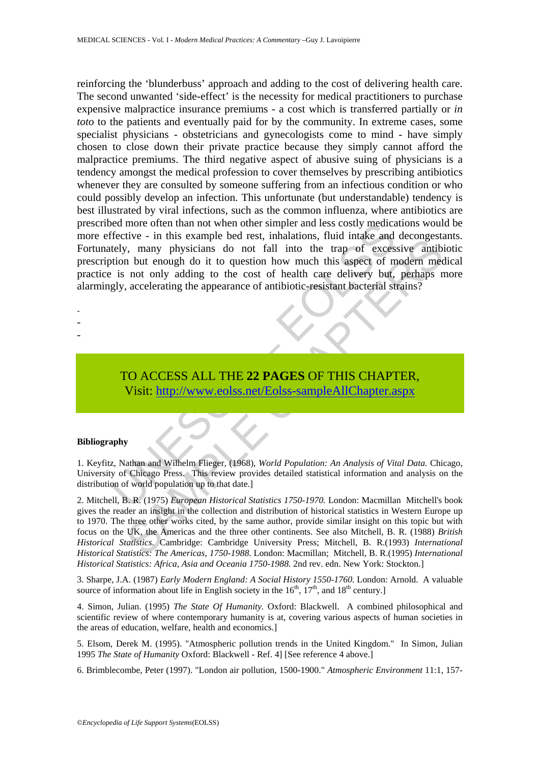reinforcing the 'blunderbuss' approach and adding to the cost of delivering health care. The second unwanted 'side-effect' is the necessity for medical practitioners to purchase expensive malpractice insurance premiums - a cost which is transferred partially or *in toto* to the patients and eventually paid for by the community. In extreme cases, some specialist physicians - obstetricians and gynecologists come to mind - have simply chosen to close down their private practice because they simply cannot afford the malpractice premiums. The third negative aspect of abusive suing of physicians is a tendency amongst the medical profession to cover themselves by prescribing antibiotics whenever they are consulted by someone suffering from an infectious condition or who could possibly develop an infection. This unfortunate (but understandable) tendency is best illustrated by viral infections, such as the common influenza, where antibiotics are prescribed more often than not when other simpler and less costly medications would be more effective - in this example bed rest, inhalations, fluid intake and decongestants. Fortunately, many physicians do not fall into the trap of excessive antibiotic prescription but enough do it to question how much this aspect of modern medical practice is not only adding to the cost of health care delivery but, perhaps more alarmingly, accelerating the appearance of antibiotic-resistant bacterial strains?

-
-
-

TO ACCESS ALL THE **22 PAGES** OF THIS CHAPTER,
Visit: http://www.eolss.net/Eolss-sampleAllChapter.aspx

**Bibliography**

1. Keyfitz, Nathan and Wilhelm Flieger, (1968), *World Population: An Analysis of Vital Data.* Chicago, University of Chicago Press. This review provides detailed statistical information and analysis on the distribution of world population up to that date.]

2. Mitchell, B. R. (1975) *European Historical Statistics 1750-1970.* London: Macmillan Mitchell's book gives the reader an insight in the collection and distribution of historical statistics in Western Europe up to 1970. The three other works cited, by the same author, provide similar insight on this topic but with focus on the UK, the Americas and the three other continents. See also Mitchell, B. R. (1988) *British Historical Statistics.* Cambridge: Cambridge University Press; Mitchell, B. R.(1993) *International Historical Statistics: The Americas, 1750-1988.* London: Macmillan; Mitchell, B. R.(1995) *International Historical Statistics: Africa, Asia and Oceania 1750-1988.* 2nd rev. edn. New York: Stockton.]

3. Sharpe, J.A. (1987) *Early Modern England: A Social History 1550-1760.* London: Arnold. A valuable source of information about life in English society in the 16th, 17th, and 18th century.]

4. Simon, Julian. (1995) *The State Of Humanity.* Oxford: Blackwell. A combined philosophical and scientific review of where contemporary humanity is at, covering various aspects of human societies in the areas of education, welfare, health and economics.]

5. Elsom, Derek M. (1995). "Atmospheric pollution trends in the United Kingdom." In Simon, Julian 1995 *The State of Humanity* Oxford: Blackwell - Ref. 4] [See reference 4 above.]

6. Brimblecombe, Peter (1997). "London air pollution, 1500-1900." *Atmospheric Environment* 11:1, 157-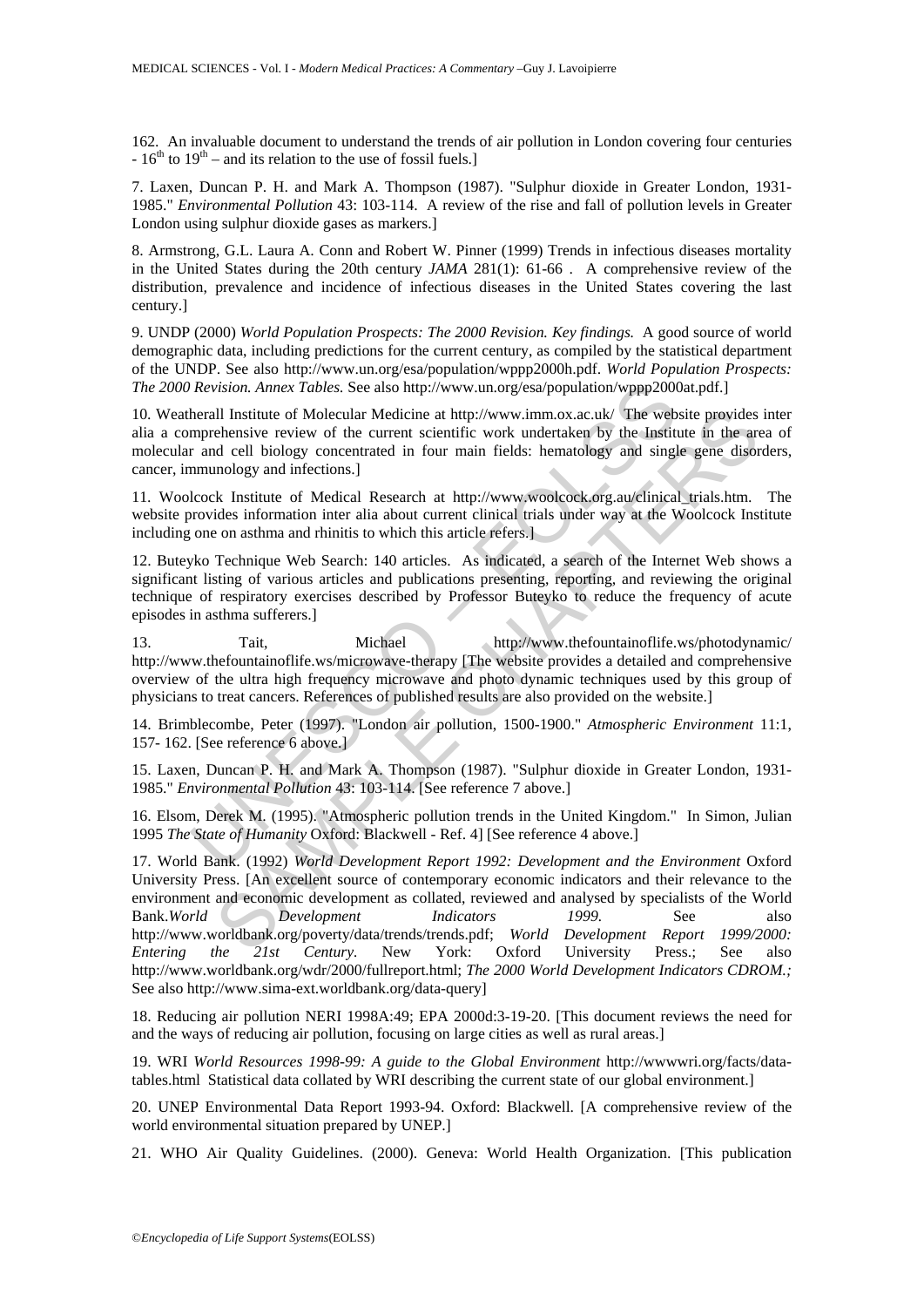162. An invaluable document to understand the trends of air pollution in London covering four centuries - $16^{th}$ to $19^{th}$ – and its relation to the use of fossil fuels.]

7. Laxen, Duncan P. H. and Mark A. Thompson (1987). "Sulphur dioxide in Greater London, 1931-1985." *Environmental Pollution* 43: 103-114. A review of the rise and fall of pollution levels in Greater London using sulphur dioxide gases as markers.]

8. Armstrong, G.L. Laura A. Conn and Robert W. Pinner (1999) Trends in infectious diseases mortality in the United States during the 20th century *JAMA* 281(1): 61-66 . A comprehensive review of the distribution, prevalence and incidence of infectious diseases in the United States covering the last century.]

9. UNDP (2000) *World Population Prospects: The 2000 Revision. Key findings.* A good source of world demographic data, including predictions for the current century, as compiled by the statistical department of the UNDP. See also http://www.un.org/esa/population/wppp2000h.pdf. *World Population Prospects: The 2000 Revision. Annex Tables.* See also http://www.un.org/esa/population/wppp2000at.pdf.]

10. Weatherall Institute of Molecular Medicine at http://www.imm.ox.ac.uk/ The website provides inter alia a comprehensive review of the current scientific work undertaken by the Institute in the area of molecular and cell biology concentrated in four main fields: hematology and single gene disorders, cancer, immunology and infections.]

11. Woolcock Institute of Medical Research at http://www.woolcock.org.au/clinical_trials.htm. The website provides information inter alia about current clinical trials under way at the Woolcock Institute including one on asthma and rhinitis to which this article refers.]

12. Buteyko Technique Web Search: 140 articles. As indicated, a search of the Internet Web shows a significant listing of various articles and publications presenting, reporting, and reviewing the original technique of respiratory exercises described by Professor Buteyko to reduce the frequency of acute episodes in asthma sufferers.]

13. Tait, Michael http://www.thefountainoflife.ws/photodynamic/ http://www.thefountainoflife.ws/microwave-therapy [The website provides a detailed and comprehensive overview of the ultra high frequency microwave and photo dynamic techniques used by this group of physicians to treat cancers. References of published results are also provided on the website.]

14. Brimblecombe, Peter (1997). "London air pollution, 1500-1900." *Atmospheric Environment* 11:1, 157- 162. [See reference 6 above.]

15. Laxen, Duncan P. H. and Mark A. Thompson (1987). "Sulphur dioxide in Greater London, 1931-1985." *Environmental Pollution* 43: 103-114. [See reference 7 above.]

16. Elsom, Derek M. (1995). "Atmospheric pollution trends in the United Kingdom." In Simon, Julian 1995 *The State of Humanity* Oxford: Blackwell - Ref. 4] [See reference 4 above.]

17. World Bank. (1992) *World Development Report 1992: Development and the Environment* Oxford University Press. [An excellent source of contemporary economic indicators and their relevance to the environment and economic development as collated, reviewed and analysed by specialists of the World Bank.*World Development Indicators 1999.* See also http://www.worldbank.org/poverty/data/trends/trends.pdf; *World Development Report 1999/2000: Entering the 21st Century.* New York: Oxford University Press.; See also http://www.worldbank.org/wdr/2000/fullreport.html; *The 2000 World Development Indicators CDROM.;* See also http://www.sima-ext.worldbank.org/data-query]

18. Reducing air pollution NERI 1998A:49; EPA 2000d:3-19-20. [This document reviews the need for and the ways of reducing air pollution, focusing on large cities as well as rural areas.]

19. WRI *World Resources 1998-99: A guide to the Global Environment* http://wwwwri.org/facts/data-tables.html Statistical data collated by WRI describing the current state of our global environment.]

20. UNEP Environmental Data Report 1993-94. Oxford: Blackwell. [A comprehensive review of the world environmental situation prepared by UNEP.]

21. WHO Air Quality Guidelines. (2000). Geneva: World Health Organization. [This publication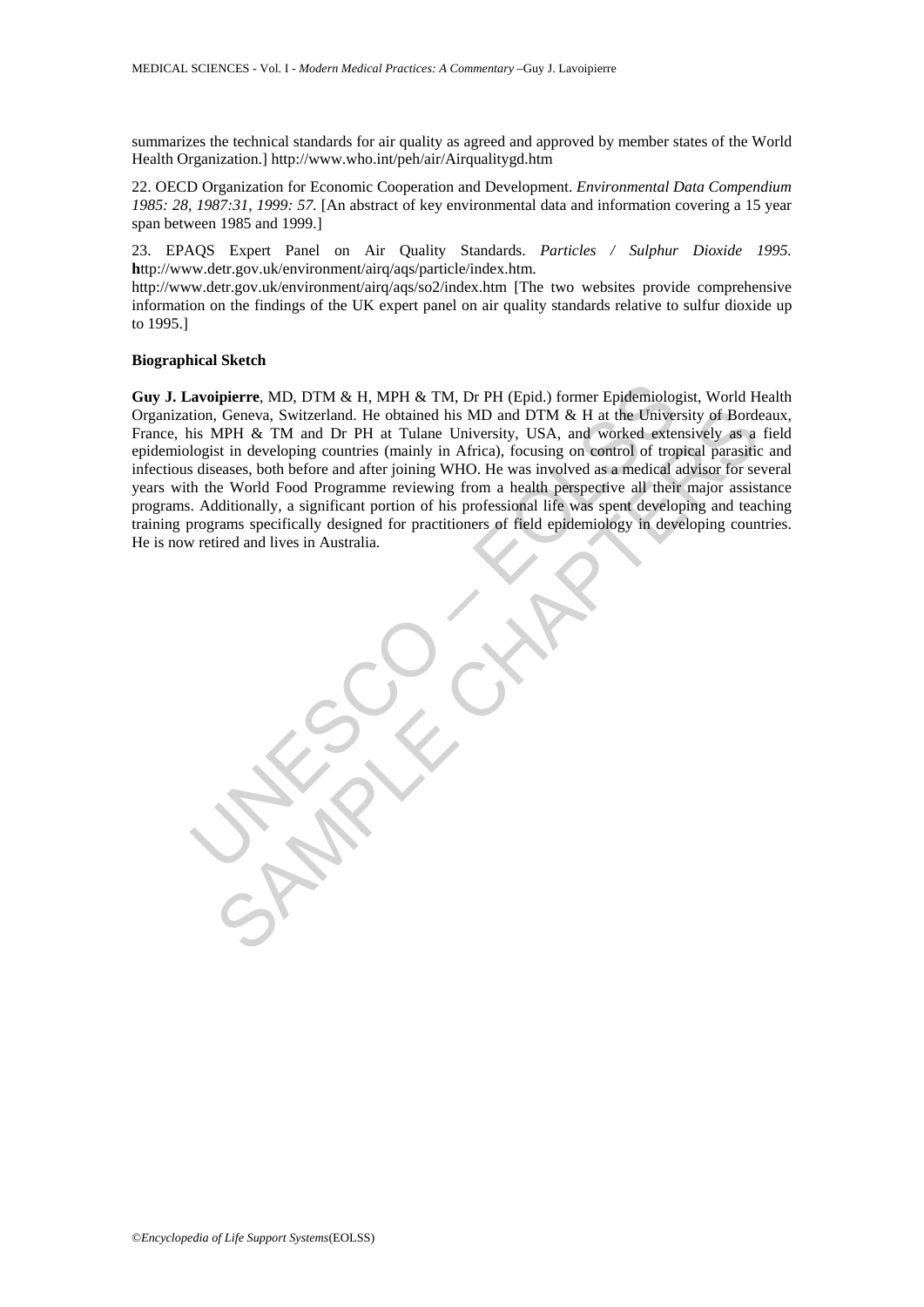summarizes the technical standards for air quality as agreed and approved by member states of the World Health Organization.] http://www.who.int/peh/air/Airqualitygd.htm

22. OECD Organization for Economic Cooperation and Development. *Environmental Data Compendium 1985: 28, 1987:31, 1999: 57.* [An abstract of key environmental data and information covering a 15 year span between 1985 and 1999.]

23. EPAQS Expert Panel on Air Quality Standards. *Particles / Sulphur Dioxide 1995.* **h**ttp://www.detr.gov.uk/environment/airq/aqs/particle/index.htm. http://www.detr.gov.uk/environment/airq/aqs/so2/index.htm [The two websites provide comprehensive information on the findings of the UK expert panel on air quality standards relative to sulfur dioxide up to 1995.]

**Biographical Sketch**

**Guy J. Lavoipierre**, MD, DTM & H, MPH & TM, Dr PH (Epid.) former Epidemiologist, World Health Organization, Geneva, Switzerland. He obtained his MD and DTM & H at the University of Bordeaux, France, his MPH & TM and Dr PH at Tulane University, USA, and worked extensively as a field epidemiologist in developing countries (mainly in Africa), focusing on control of tropical parasitic and infectious diseases, both before and after joining WHO. He was involved as a medical advisor for several years with the World Food Programme reviewing from a health perspective all their major assistance programs. Additionally, a significant portion of his professional life was spent developing and teaching training programs specifically designed for practitioners of field epidemiology in developing countries. He is now retired and lives in Australia.